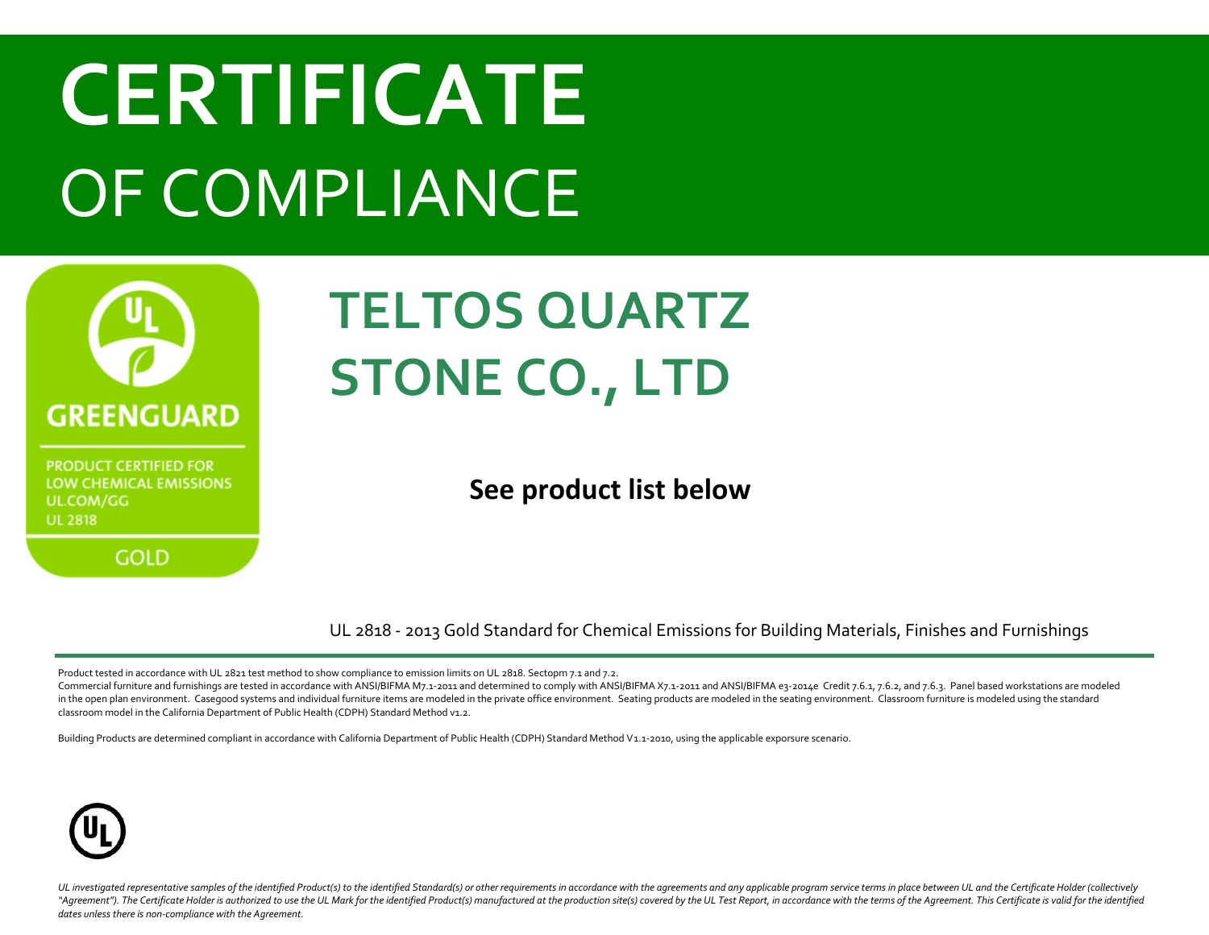# CERTIFICATE OF COMPLIANCE

GREENGUARD

PRODUCT CERTIFIED FOR LOW CHEMICAL EMISSIONS
UL.COM/GG
UL 2818

GOLD

## TELTOS QUARTZ STONE CO., LTD

**See product list below**

UL 2818 - 2013 Gold Standard for Chemical Emissions for Building Materials, Finishes and Furnishings

Product tested in accordance with UL 2821 test method to show compliance to emission limits on UL 2818. Sectopm 7.1 and 7.2.
Commercial furniture and furnishings are tested in accordance with ANSI/BIFMA M7.1-2011 and determined to comply with ANSI/BIFMA X7.1-2011 and ANSI/BIFMA e3-2014e Credit 7.6.1, 7.6.2, and 7.6.3. Panel based workstations are modeled in the open plan environment. Casegood systems and individual furniture items are modeled in the private office environment. Seating products are modeled in the seating environment. Classroom furniture is modeled using the standard classroom model in the California Department of Public Health (CDPH) Standard Method v1.2.

Building Products are determined compliant in accordance with California Department of Public Health (CDPH) Standard Method V1.1-2010, using the applicable exporsure scenario.

*UL investigated representative samples of the identified Product(s) to the identified Standard(s) or other requirements in accordance with the agreements and any applicable program service terms in place between UL and the Certificate Holder (collectively "Agreement"). The Certificate Holder is authorized to use the UL Mark for the identified Product(s) manufactured at the production site(s) covered by the UL Test Report, in accordance with the terms of the Agreement. This Certificate is valid for the identified dates unless there is non-compliance with the Agreement.*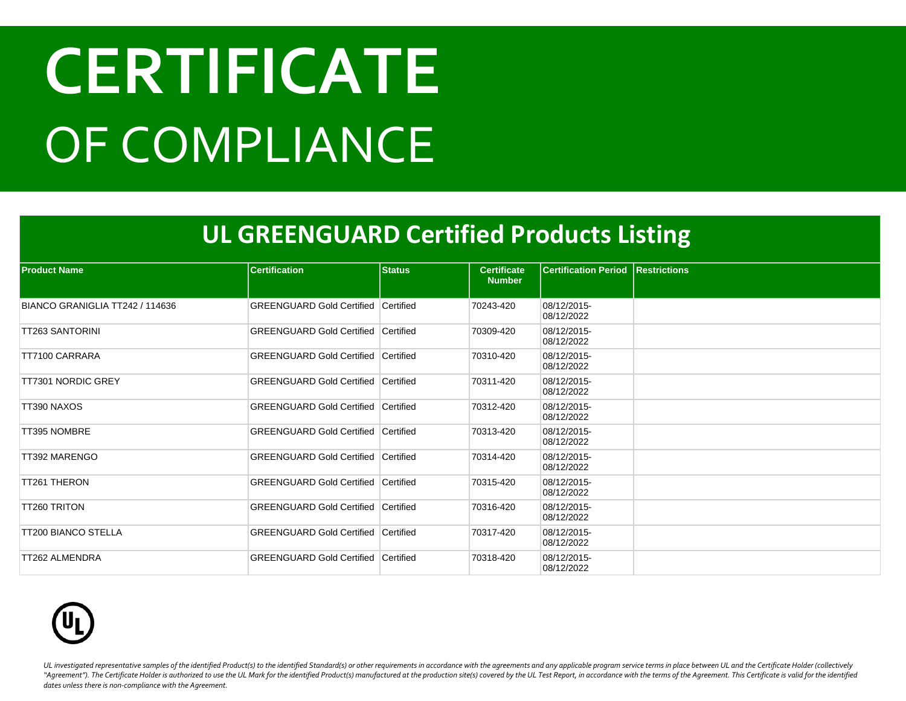# CERTIFICATE
# OF COMPLIANCE

## UL GREENGUARD Certified Products Listing

| Product Name | Certification | Status | Certificate Number | Certification Period | Restrictions |
|---|---|---|---|---|---|
| BIANCO GRANIGLIA TT242 / 114636 | GREENGUARD Gold Certified | Certified | 70243-420 | 08/12/2015-08/12/2022 | |
| TT263 SANTORINI | GREENGUARD Gold Certified | Certified | 70309-420 | 08/12/2015-08/12/2022 | |
| TT7100 CARRARA | GREENGUARD Gold Certified | Certified | 70310-420 | 08/12/2015-08/12/2022 | |
| TT7301 NORDIC GREY | GREENGUARD Gold Certified | Certified | 70311-420 | 08/12/2015-08/12/2022 | |
| TT390 NAXOS | GREENGUARD Gold Certified | Certified | 70312-420 | 08/12/2015-08/12/2022 | |
| TT395 NOMBRE | GREENGUARD Gold Certified | Certified | 70313-420 | 08/12/2015-08/12/2022 | |
| TT392 MARENGO | GREENGUARD Gold Certified | Certified | 70314-420 | 08/12/2015-08/12/2022 | |
| TT261 THERON | GREENGUARD Gold Certified | Certified | 70315-420 | 08/12/2015-08/12/2022 | |
| TT260 TRITON | GREENGUARD Gold Certified | Certified | 70316-420 | 08/12/2015-08/12/2022 | |
| TT200 BIANCO STELLA | GREENGUARD Gold Certified | Certified | 70317-420 | 08/12/2015-08/12/2022 | |
| TT262 ALMENDRA | GREENGUARD Gold Certified | Certified | 70318-420 | 08/12/2015-08/12/2022 | |

*UL investigated representative samples of the identified Product(s) to the identified Standard(s) or other requirements in accordance with the agreements and any applicable program service terms in place between UL and the Certificate Holder (collectively "Agreement"). The Certificate Holder is authorized to use the UL Mark for the identified Product(s) manufactured at the production site(s) covered by the UL Test Report, in accordance with the terms of the Agreement. This Certificate is valid for the identified dates unless there is non-compliance with the Agreement.*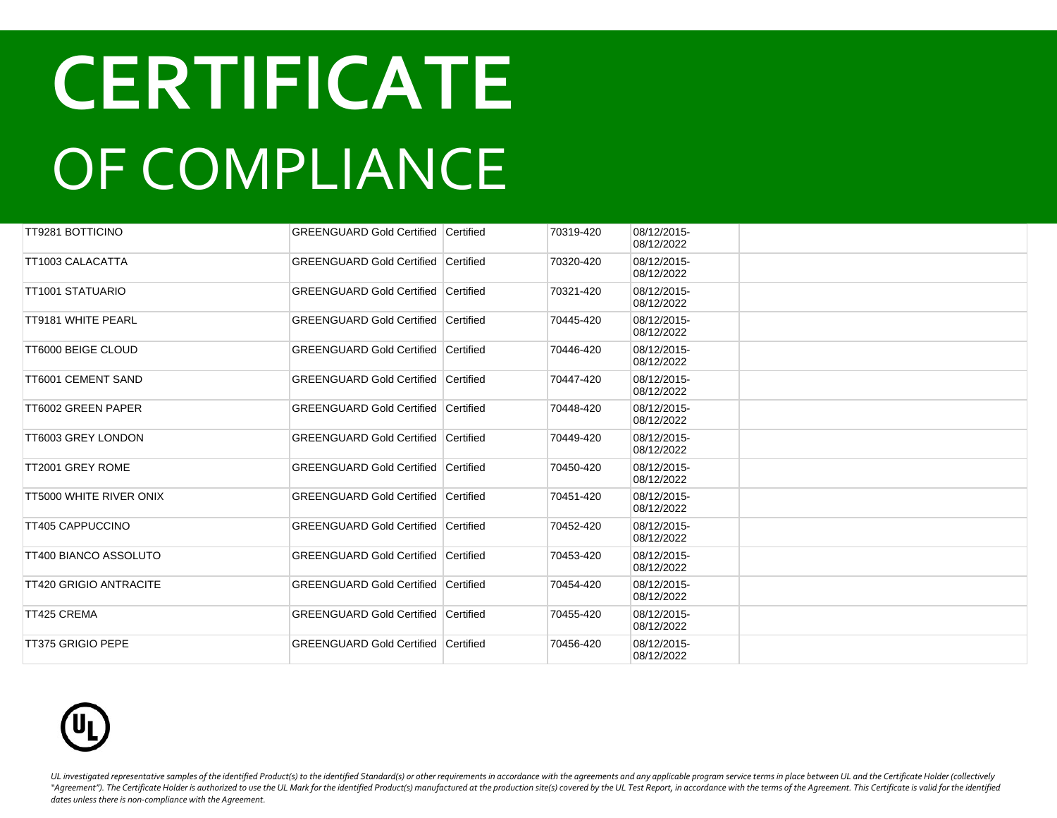# CERTIFICATE

# OF COMPLIANCE

| | | | | | |
|---|---|---|---|---|---|
| TT9281 BOTTICINO | GREENGUARD Gold Certified | Certified | 70319-420 | 08/12/2015-08/12/2022 | |
| TT1003 CALACATTA | GREENGUARD Gold Certified | Certified | 70320-420 | 08/12/2015-08/12/2022 | |
| TT1001 STATUARIO | GREENGUARD Gold Certified | Certified | 70321-420 | 08/12/2015-08/12/2022 | |
| TT9181 WHITE PEARL | GREENGUARD Gold Certified | Certified | 70445-420 | 08/12/2015-08/12/2022 | |
| TT6000 BEIGE CLOUD | GREENGUARD Gold Certified | Certified | 70446-420 | 08/12/2015-08/12/2022 | |
| TT6001 CEMENT SAND | GREENGUARD Gold Certified | Certified | 70447-420 | 08/12/2015-08/12/2022 | |
| TT6002 GREEN PAPER | GREENGUARD Gold Certified | Certified | 70448-420 | 08/12/2015-08/12/2022 | |
| TT6003 GREY LONDON | GREENGUARD Gold Certified | Certified | 70449-420 | 08/12/2015-08/12/2022 | |
| TT2001 GREY ROME | GREENGUARD Gold Certified | Certified | 70450-420 | 08/12/2015-08/12/2022 | |
| TT5000 WHITE RIVER ONIX | GREENGUARD Gold Certified | Certified | 70451-420 | 08/12/2015-08/12/2022 | |
| TT405 CAPPUCCINO | GREENGUARD Gold Certified | Certified | 70452-420 | 08/12/2015-08/12/2022 | |
| TT400 BIANCO ASSOLUTO | GREENGUARD Gold Certified | Certified | 70453-420 | 08/12/2015-08/12/2022 | |
| TT420 GRIGIO ANTRACITE | GREENGUARD Gold Certified | Certified | 70454-420 | 08/12/2015-08/12/2022 | |
| TT425 CREMA | GREENGUARD Gold Certified | Certified | 70455-420 | 08/12/2015-08/12/2022 | |
| TT375 GRIGIO PEPE | GREENGUARD Gold Certified | Certified | 70456-420 | 08/12/2015-08/12/2022 | |

*UL investigated representative samples of the identified Product(s) to the identified Standard(s) or other requirements in accordance with the agreements and any applicable program service terms in place between UL and the Certificate Holder (collectively "Agreement"). The Certificate Holder is authorized to use the UL Mark for the identified Product(s) manufactured at the production site(s) covered by the UL Test Report, in accordance with the terms of the Agreement. This Certificate is valid for the identified dates unless there is non-compliance with the Agreement.*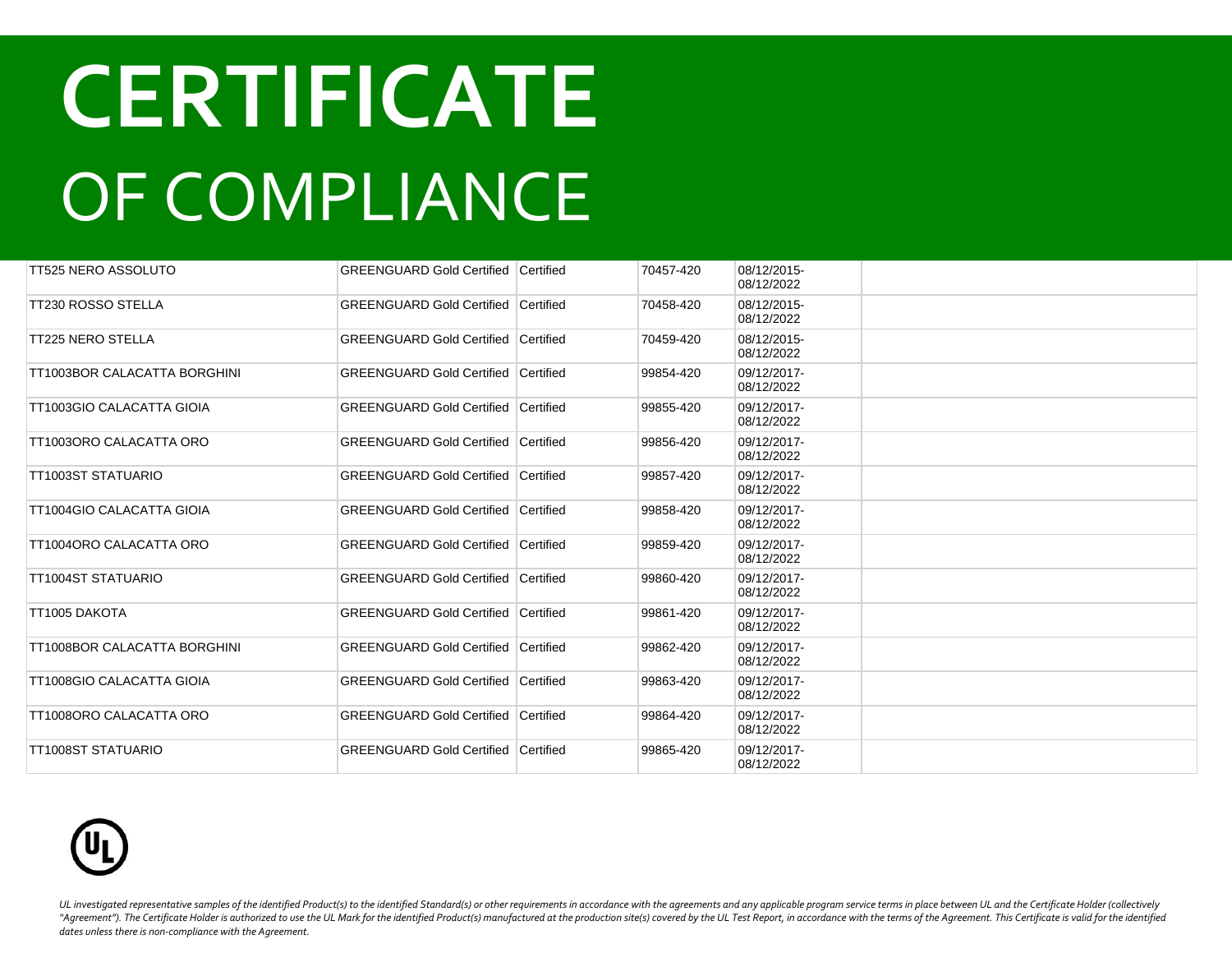# CERTIFICATE

# OF COMPLIANCE

| | | | | | |
|---|---|---|---|---|---|
| TT525 NERO ASSOLUTO | GREENGUARD Gold Certified | Certified | 70457-420 | 08/12/2015-08/12/2022 | |
| TT230 ROSSO STELLA | GREENGUARD Gold Certified | Certified | 70458-420 | 08/12/2015-08/12/2022 | |
| TT225 NERO STELLA | GREENGUARD Gold Certified | Certified | 70459-420 | 08/12/2015-08/12/2022 | |
| TT1003BOR CALACATTA BORGHINI | GREENGUARD Gold Certified | Certified | 99854-420 | 09/12/2017-08/12/2022 | |
| TT1003GIO CALACATTA GIOIA | GREENGUARD Gold Certified | Certified | 99855-420 | 09/12/2017-08/12/2022 | |
| TT1003ORO CALACATTA ORO | GREENGUARD Gold Certified | Certified | 99856-420 | 09/12/2017-08/12/2022 | |
| TT1003ST STATUARIO | GREENGUARD Gold Certified | Certified | 99857-420 | 09/12/2017-08/12/2022 | |
| TT1004GIO CALACATTA GIOIA | GREENGUARD Gold Certified | Certified | 99858-420 | 09/12/2017-08/12/2022 | |
| TT1004ORO CALACATTA ORO | GREENGUARD Gold Certified | Certified | 99859-420 | 09/12/2017-08/12/2022 | |
| TT1004ST STATUARIO | GREENGUARD Gold Certified | Certified | 99860-420 | 09/12/2017-08/12/2022 | |
| TT1005 DAKOTA | GREENGUARD Gold Certified | Certified | 99861-420 | 09/12/2017-08/12/2022 | |
| TT1008BOR CALACATTA BORGHINI | GREENGUARD Gold Certified | Certified | 99862-420 | 09/12/2017-08/12/2022 | |
| TT1008GIO CALACATTA GIOIA | GREENGUARD Gold Certified | Certified | 99863-420 | 09/12/2017-08/12/2022 | |
| TT1008ORO CALACATTA ORO | GREENGUARD Gold Certified | Certified | 99864-420 | 09/12/2017-08/12/2022 | |
| TT1008ST STATUARIO | GREENGUARD Gold Certified | Certified | 99865-420 | 09/12/2017-08/12/2022 | |

*UL investigated representative samples of the identified Product(s) to the identified Standard(s) or other requirements in accordance with the agreements and any applicable program service terms in place between UL and the Certificate Holder (collectively "Agreement"). The Certificate Holder is authorized to use the UL Mark for the identified Product(s) manufactured at the production site(s) covered by the UL Test Report, in accordance with the terms of the Agreement. This Certificate is valid for the identified dates unless there is non-compliance with the Agreement.*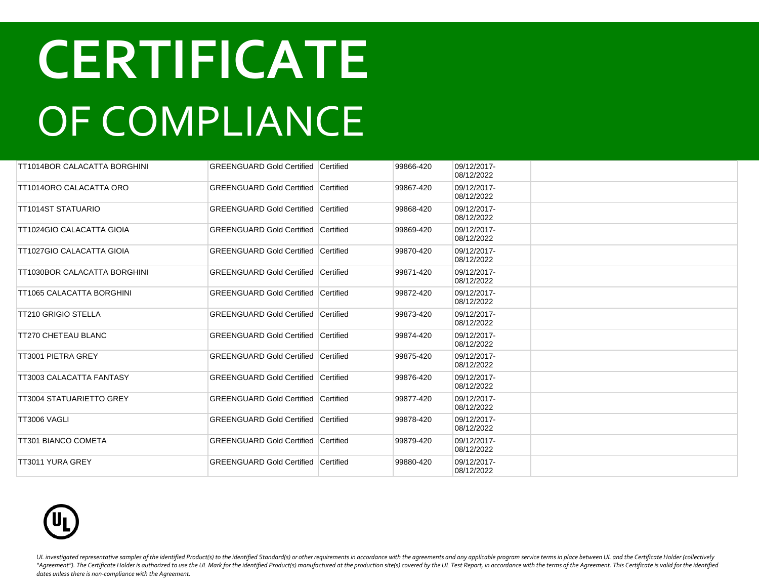# CERTIFICATE

# OF COMPLIANCE

| | | | | | |
|---|---|---|---|---|---|
| TT1014BOR CALACATTA BORGHINI | GREENGUARD Gold Certified | Certified | 99866-420 | 09/12/2017-08/12/2022 | |
| TT1014ORO CALACATTA ORO | GREENGUARD Gold Certified | Certified | 99867-420 | 09/12/2017-08/12/2022 | |
| TT1014ST STATUARIO | GREENGUARD Gold Certified | Certified | 99868-420 | 09/12/2017-08/12/2022 | |
| TT1024GIO CALACATTA GIOIA | GREENGUARD Gold Certified | Certified | 99869-420 | 09/12/2017-08/12/2022 | |
| TT1027GIO CALACATTA GIOIA | GREENGUARD Gold Certified | Certified | 99870-420 | 09/12/2017-08/12/2022 | |
| TT1030BOR CALACATTA BORGHINI | GREENGUARD Gold Certified | Certified | 99871-420 | 09/12/2017-08/12/2022 | |
| TT1065 CALACATTA BORGHINI | GREENGUARD Gold Certified | Certified | 99872-420 | 09/12/2017-08/12/2022 | |
| TT210 GRIGIO STELLA | GREENGUARD Gold Certified | Certified | 99873-420 | 09/12/2017-08/12/2022 | |
| TT270 CHETEAU BLANC | GREENGUARD Gold Certified | Certified | 99874-420 | 09/12/2017-08/12/2022 | |
| TT3001 PIETRA GREY | GREENGUARD Gold Certified | Certified | 99875-420 | 09/12/2017-08/12/2022 | |
| TT3003 CALACATTA FANTASY | GREENGUARD Gold Certified | Certified | 99876-420 | 09/12/2017-08/12/2022 | |
| TT3004 STATUARIETTO GREY | GREENGUARD Gold Certified | Certified | 99877-420 | 09/12/2017-08/12/2022 | |
| TT3006 VAGLI | GREENGUARD Gold Certified | Certified | 99878-420 | 09/12/2017-08/12/2022 | |
| TT301 BIANCO COMETA | GREENGUARD Gold Certified | Certified | 99879-420 | 09/12/2017-08/12/2022 | |
| TT3011 YURA GREY | GREENGUARD Gold Certified | Certified | 99880-420 | 09/12/2017-08/12/2022 | |

*UL investigated representative samples of the identified Product(s) to the identified Standard(s) or other requirements in accordance with the agreements and any applicable program service terms in place between UL and the Certificate Holder (collectively "Agreement"). The Certificate Holder is authorized to use the UL Mark for the identified Product(s) manufactured at the production site(s) covered by the UL Test Report, in accordance with the terms of the Agreement. This Certificate is valid for the identified dates unless there is non-compliance with the Agreement.*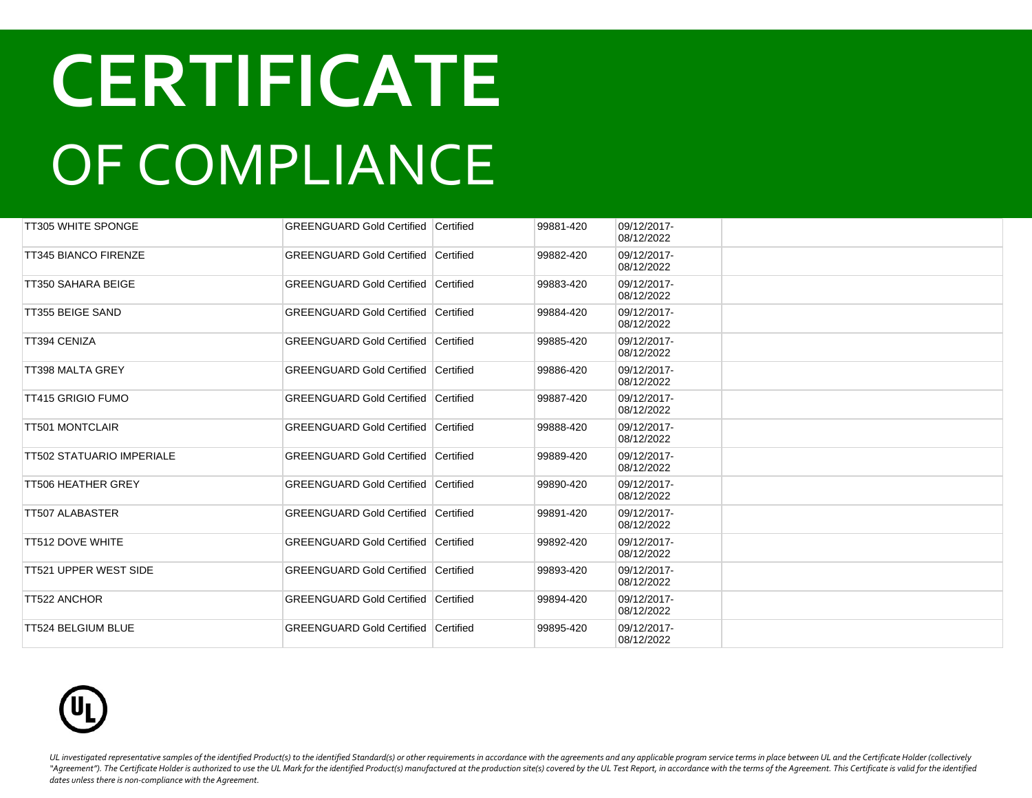# CERTIFICATE

# OF COMPLIANCE

| | | | | | |
|---|---|---|---|---|---|
| TT305 WHITE SPONGE | GREENGUARD Gold Certified | Certified | 99881-420 | 09/12/2017-08/12/2022 | |
| TT345 BIANCO FIRENZE | GREENGUARD Gold Certified | Certified | 99882-420 | 09/12/2017-08/12/2022 | |
| TT350 SAHARA BEIGE | GREENGUARD Gold Certified | Certified | 99883-420 | 09/12/2017-08/12/2022 | |
| TT355 BEIGE SAND | GREENGUARD Gold Certified | Certified | 99884-420 | 09/12/2017-08/12/2022 | |
| TT394 CENIZA | GREENGUARD Gold Certified | Certified | 99885-420 | 09/12/2017-08/12/2022 | |
| TT398 MALTA GREY | GREENGUARD Gold Certified | Certified | 99886-420 | 09/12/2017-08/12/2022 | |
| TT415 GRIGIO FUMO | GREENGUARD Gold Certified | Certified | 99887-420 | 09/12/2017-08/12/2022 | |
| TT501 MONTCLAIR | GREENGUARD Gold Certified | Certified | 99888-420 | 09/12/2017-08/12/2022 | |
| TT502 STATUARIO IMPERIALE | GREENGUARD Gold Certified | Certified | 99889-420 | 09/12/2017-08/12/2022 | |
| TT506 HEATHER GREY | GREENGUARD Gold Certified | Certified | 99890-420 | 09/12/2017-08/12/2022 | |
| TT507 ALABASTER | GREENGUARD Gold Certified | Certified | 99891-420 | 09/12/2017-08/12/2022 | |
| TT512 DOVE WHITE | GREENGUARD Gold Certified | Certified | 99892-420 | 09/12/2017-08/12/2022 | |
| TT521 UPPER WEST SIDE | GREENGUARD Gold Certified | Certified | 99893-420 | 09/12/2017-08/12/2022 | |
| TT522 ANCHOR | GREENGUARD Gold Certified | Certified | 99894-420 | 09/12/2017-08/12/2022 | |
| TT524 BELGIUM BLUE | GREENGUARD Gold Certified | Certified | 99895-420 | 09/12/2017-08/12/2022 | |

*UL investigated representative samples of the identified Product(s) to the identified Standard(s) or other requirements in accordance with the agreements and any applicable program service terms in place between UL and the Certificate Holder (collectively "Agreement"). The Certificate Holder is authorized to use the UL Mark for the identified Product(s) manufactured at the production site(s) covered by the UL Test Report, in accordance with the terms of the Agreement. This Certificate is valid for the identified dates unless there is non-compliance with the Agreement.*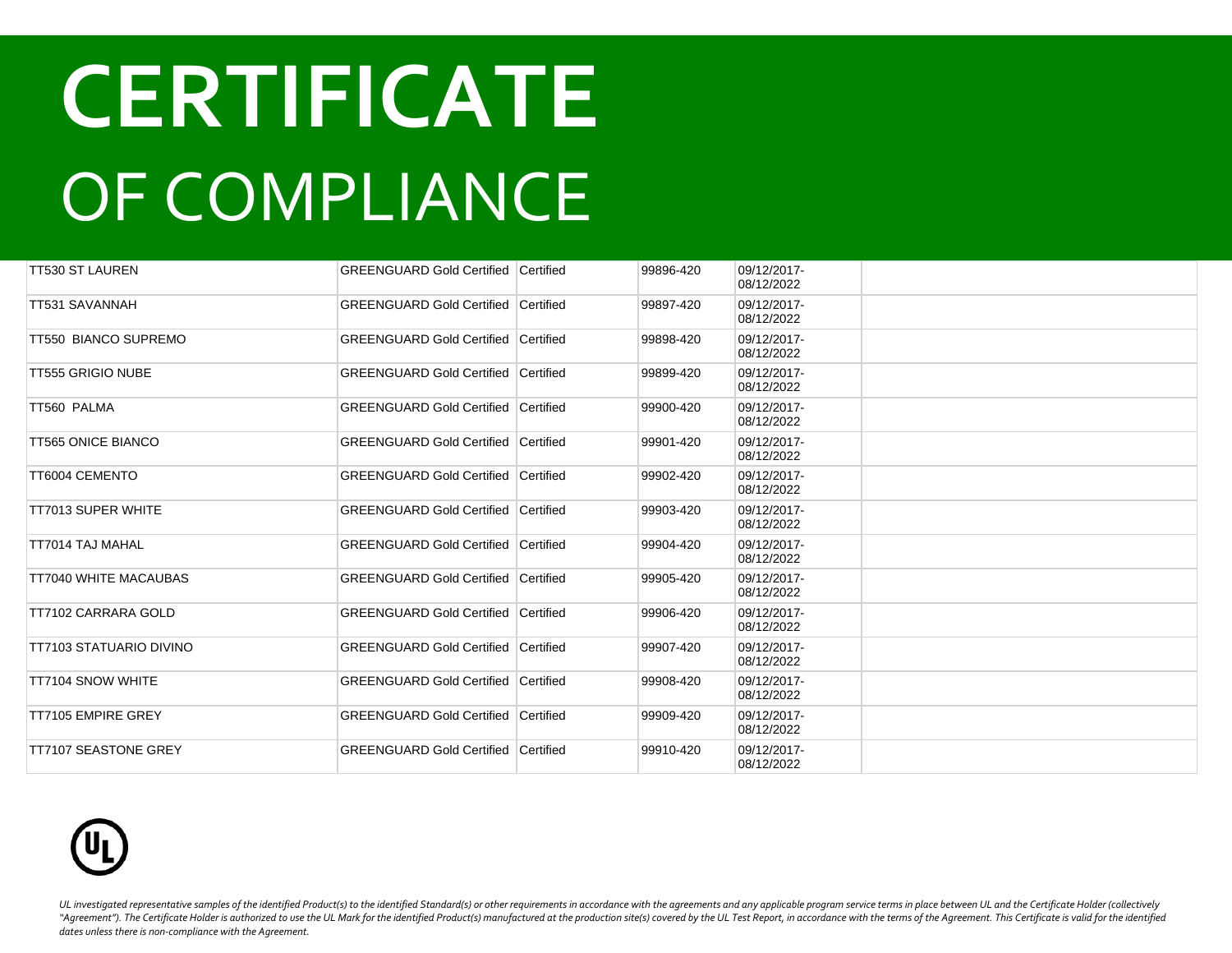# CERTIFICATE

# OF COMPLIANCE

| | | | | | |
|---|---|---|---|---|---|
| TT530 ST LAUREN | GREENGUARD Gold Certified | Certified | 99896-420 | 09/12/2017-08/12/2022 | |
| TT531 SAVANNAH | GREENGUARD Gold Certified | Certified | 99897-420 | 09/12/2017-08/12/2022 | |
| TT550 BIANCO SUPREMO | GREENGUARD Gold Certified | Certified | 99898-420 | 09/12/2017-08/12/2022 | |
| TT555 GRIGIO NUBE | GREENGUARD Gold Certified | Certified | 99899-420 | 09/12/2017-08/12/2022 | |
| TT560 PALMA | GREENGUARD Gold Certified | Certified | 99900-420 | 09/12/2017-08/12/2022 | |
| TT565 ONICE BIANCO | GREENGUARD Gold Certified | Certified | 99901-420 | 09/12/2017-08/12/2022 | |
| TT6004 CEMENTO | GREENGUARD Gold Certified | Certified | 99902-420 | 09/12/2017-08/12/2022 | |
| TT7013 SUPER WHITE | GREENGUARD Gold Certified | Certified | 99903-420 | 09/12/2017-08/12/2022 | |
| TT7014 TAJ MAHAL | GREENGUARD Gold Certified | Certified | 99904-420 | 09/12/2017-08/12/2022 | |
| TT7040 WHITE MACAUBAS | GREENGUARD Gold Certified | Certified | 99905-420 | 09/12/2017-08/12/2022 | |
| TT7102 CARRARA GOLD | GREENGUARD Gold Certified | Certified | 99906-420 | 09/12/2017-08/12/2022 | |
| TT7103 STATUARIO DIVINO | GREENGUARD Gold Certified | Certified | 99907-420 | 09/12/2017-08/12/2022 | |
| TT7104 SNOW WHITE | GREENGUARD Gold Certified | Certified | 99908-420 | 09/12/2017-08/12/2022 | |
| TT7105 EMPIRE GREY | GREENGUARD Gold Certified | Certified | 99909-420 | 09/12/2017-08/12/2022 | |
| TT7107 SEASTONE GREY | GREENGUARD Gold Certified | Certified | 99910-420 | 09/12/2017-08/12/2022 | |

*UL investigated representative samples of the identified Product(s) to the identified Standard(s) or other requirements in accordance with the agreements and any applicable program service terms in place between UL and the Certificate Holder (collectively "Agreement"). The Certificate Holder is authorized to use the UL Mark for the identified Product(s) manufactured at the production site(s) covered by the UL Test Report, in accordance with the terms of the Agreement. This Certificate is valid for the identified dates unless there is non-compliance with the Agreement.*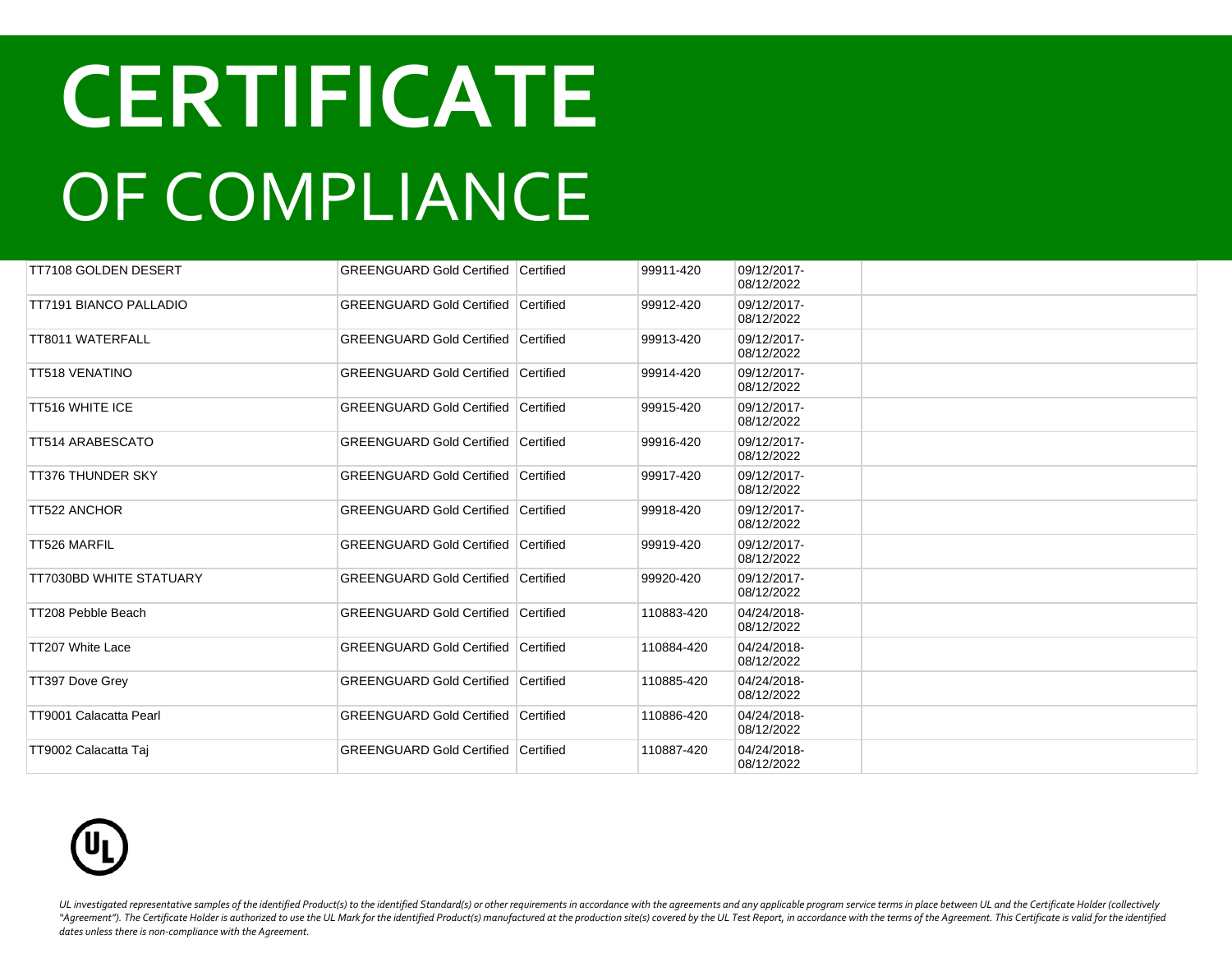# CERTIFICATE
# OF COMPLIANCE

| | | | | | |
|---|---|---|---|---|---|
| TT7108 GOLDEN DESERT | GREENGUARD Gold Certified | Certified | 99911-420 | 09/12/2017-08/12/2022 | |
| TT7191 BIANCO PALLADIO | GREENGUARD Gold Certified | Certified | 99912-420 | 09/12/2017-08/12/2022 | |
| TT8011 WATERFALL | GREENGUARD Gold Certified | Certified | 99913-420 | 09/12/2017-08/12/2022 | |
| TT518 VENATINO | GREENGUARD Gold Certified | Certified | 99914-420 | 09/12/2017-08/12/2022 | |
| TT516 WHITE ICE | GREENGUARD Gold Certified | Certified | 99915-420 | 09/12/2017-08/12/2022 | |
| TT514 ARABESCATO | GREENGUARD Gold Certified | Certified | 99916-420 | 09/12/2017-08/12/2022 | |
| TT376 THUNDER SKY | GREENGUARD Gold Certified | Certified | 99917-420 | 09/12/2017-08/12/2022 | |
| TT522 ANCHOR | GREENGUARD Gold Certified | Certified | 99918-420 | 09/12/2017-08/12/2022 | |
| TT526 MARFIL | GREENGUARD Gold Certified | Certified | 99919-420 | 09/12/2017-08/12/2022 | |
| TT7030BD WHITE STATUARY | GREENGUARD Gold Certified | Certified | 99920-420 | 09/12/2017-08/12/2022 | |
| TT208 Pebble Beach | GREENGUARD Gold Certified | Certified | 110883-420 | 04/24/2018-08/12/2022 | |
| TT207 White Lace | GREENGUARD Gold Certified | Certified | 110884-420 | 04/24/2018-08/12/2022 | |
| TT397 Dove Grey | GREENGUARD Gold Certified | Certified | 110885-420 | 04/24/2018-08/12/2022 | |
| TT9001 Calacatta Pearl | GREENGUARD Gold Certified | Certified | 110886-420 | 04/24/2018-08/12/2022 | |
| TT9002 Calacatta Taj | GREENGUARD Gold Certified | Certified | 110887-420 | 04/24/2018-08/12/2022 | |

*UL investigated representative samples of the identified Product(s) to the identified Standard(s) or other requirements in accordance with the agreements and any applicable program service terms in place between UL and the Certificate Holder (collectively "Agreement"). The Certificate Holder is authorized to use the UL Mark for the identified Product(s) manufactured at the production site(s) covered by the UL Test Report, in accordance with the terms of the Agreement. This Certificate is valid for the identified dates unless there is non-compliance with the Agreement.*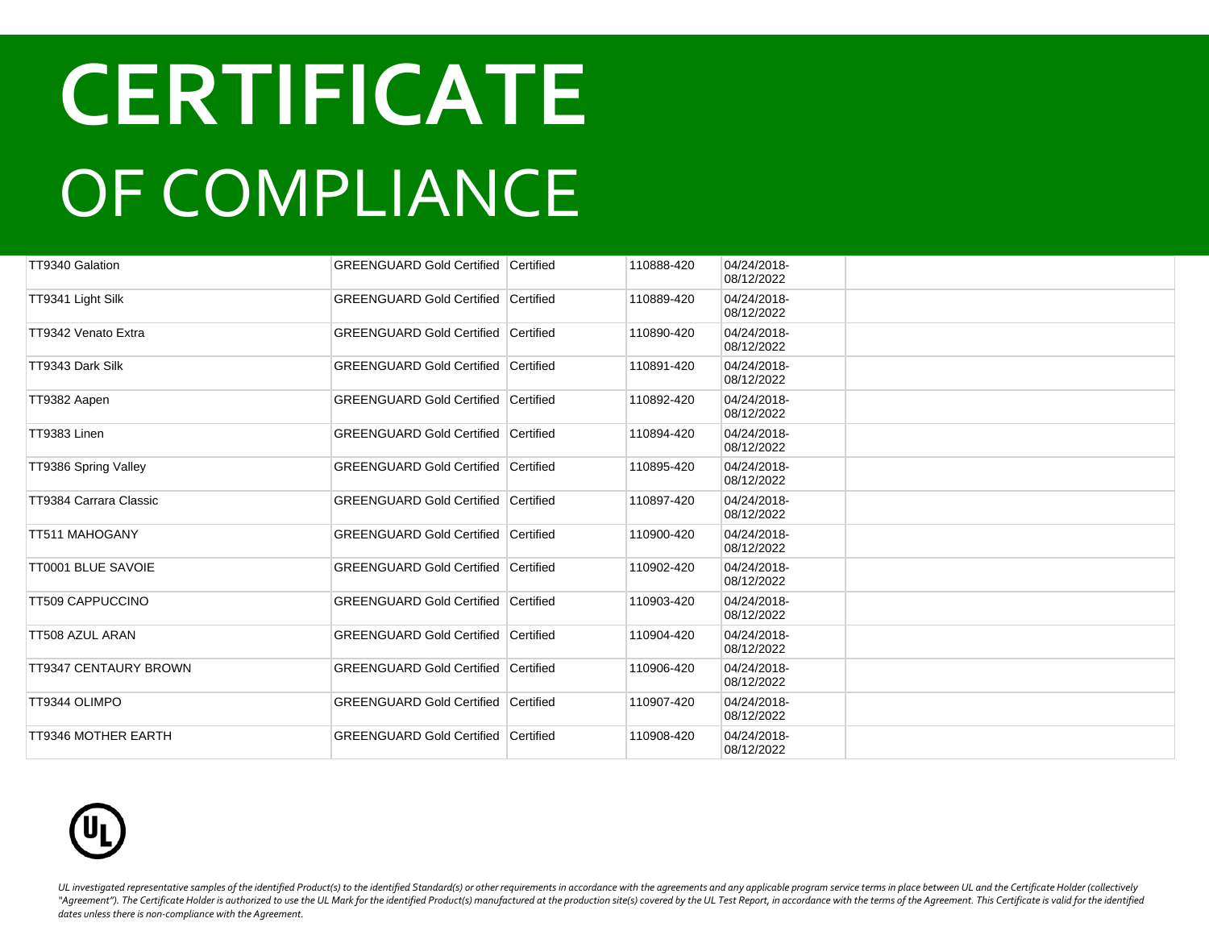# CERTIFICATE OF COMPLIANCE

| | | | | | |
|---|---|---|---|---|---|
| TT9340 Galation | GREENGUARD Gold Certified | Certified | 110888-420 | 04/24/2018-08/12/2022 | |
| TT9341 Light Silk | GREENGUARD Gold Certified | Certified | 110889-420 | 04/24/2018-08/12/2022 | |
| TT9342 Venato Extra | GREENGUARD Gold Certified | Certified | 110890-420 | 04/24/2018-08/12/2022 | |
| TT9343 Dark Silk | GREENGUARD Gold Certified | Certified | 110891-420 | 04/24/2018-08/12/2022 | |
| TT9382 Aapen | GREENGUARD Gold Certified | Certified | 110892-420 | 04/24/2018-08/12/2022 | |
| TT9383 Linen | GREENGUARD Gold Certified | Certified | 110894-420 | 04/24/2018-08/12/2022 | |
| TT9386 Spring Valley | GREENGUARD Gold Certified | Certified | 110895-420 | 04/24/2018-08/12/2022 | |
| TT9384 Carrara Classic | GREENGUARD Gold Certified | Certified | 110897-420 | 04/24/2018-08/12/2022 | |
| TT511 MAHOGANY | GREENGUARD Gold Certified | Certified | 110900-420 | 04/24/2018-08/12/2022 | |
| TT0001 BLUE SAVOIE | GREENGUARD Gold Certified | Certified | 110902-420 | 04/24/2018-08/12/2022 | |
| TT509 CAPPUCCINO | GREENGUARD Gold Certified | Certified | 110903-420 | 04/24/2018-08/12/2022 | |
| TT508 AZUL ARAN | GREENGUARD Gold Certified | Certified | 110904-420 | 04/24/2018-08/12/2022 | |
| TT9347 CENTAURY BROWN | GREENGUARD Gold Certified | Certified | 110906-420 | 04/24/2018-08/12/2022 | |
| TT9344 OLIMPO | GREENGUARD Gold Certified | Certified | 110907-420 | 04/24/2018-08/12/2022 | |
| TT9346 MOTHER EARTH | GREENGUARD Gold Certified | Certified | 110908-420 | 04/24/2018-08/12/2022 | |

*UL investigated representative samples of the identified Product(s) to the identified Standard(s) or other requirements in accordance with the agreements and any applicable program service terms in place between UL and the Certificate Holder (collectively "Agreement"). The Certificate Holder is authorized to use the UL Mark for the identified Product(s) manufactured at the production site(s) covered by the UL Test Report, in accordance with the terms of the Agreement. This Certificate is valid for the identified dates unless there is non-compliance with the Agreement.*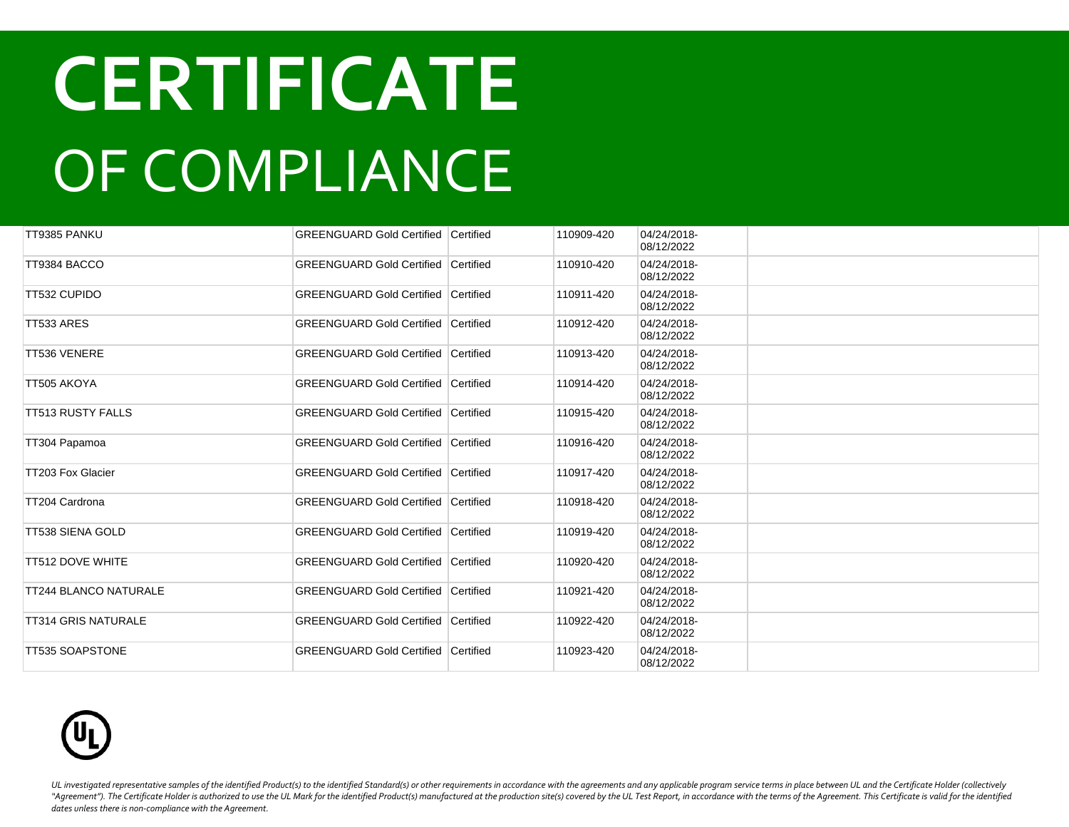# CERTIFICATE
## OF COMPLIANCE

| | | | | | |
|---|---|---|---|---|---|
| TT9385 PANKU | GREENGUARD Gold Certified | Certified | 110909-420 | 04/24/2018-08/12/2022 | |
| TT9384 BACCO | GREENGUARD Gold Certified | Certified | 110910-420 | 04/24/2018-08/12/2022 | |
| TT532 CUPIDO | GREENGUARD Gold Certified | Certified | 110911-420 | 04/24/2018-08/12/2022 | |
| TT533 ARES | GREENGUARD Gold Certified | Certified | 110912-420 | 04/24/2018-08/12/2022 | |
| TT536 VENERE | GREENGUARD Gold Certified | Certified | 110913-420 | 04/24/2018-08/12/2022 | |
| TT505 AKOYA | GREENGUARD Gold Certified | Certified | 110914-420 | 04/24/2018-08/12/2022 | |
| TT513 RUSTY FALLS | GREENGUARD Gold Certified | Certified | 110915-420 | 04/24/2018-08/12/2022 | |
| TT304 Papamoa | GREENGUARD Gold Certified | Certified | 110916-420 | 04/24/2018-08/12/2022 | |
| TT203 Fox Glacier | GREENGUARD Gold Certified | Certified | 110917-420 | 04/24/2018-08/12/2022 | |
| TT204 Cardrona | GREENGUARD Gold Certified | Certified | 110918-420 | 04/24/2018-08/12/2022 | |
| TT538 SIENA GOLD | GREENGUARD Gold Certified | Certified | 110919-420 | 04/24/2018-08/12/2022 | |
| TT512 DOVE WHITE | GREENGUARD Gold Certified | Certified | 110920-420 | 04/24/2018-08/12/2022 | |
| TT244 BLANCO NATURALE | GREENGUARD Gold Certified | Certified | 110921-420 | 04/24/2018-08/12/2022 | |
| TT314 GRIS NATURALE | GREENGUARD Gold Certified | Certified | 110922-420 | 04/24/2018-08/12/2022 | |
| TT535 SOAPSTONE | GREENGUARD Gold Certified | Certified | 110923-420 | 04/24/2018-08/12/2022 | |

*UL investigated representative samples of the identified Product(s) to the identified Standard(s) or other requirements in accordance with the agreements and any applicable program service terms in place between UL and the Certificate Holder (collectively "Agreement"). The Certificate Holder is authorized to use the UL Mark for the identified Product(s) manufactured at the production site(s) covered by the UL Test Report, in accordance with the terms of the Agreement. This Certificate is valid for the identified dates unless there is non-compliance with the Agreement.*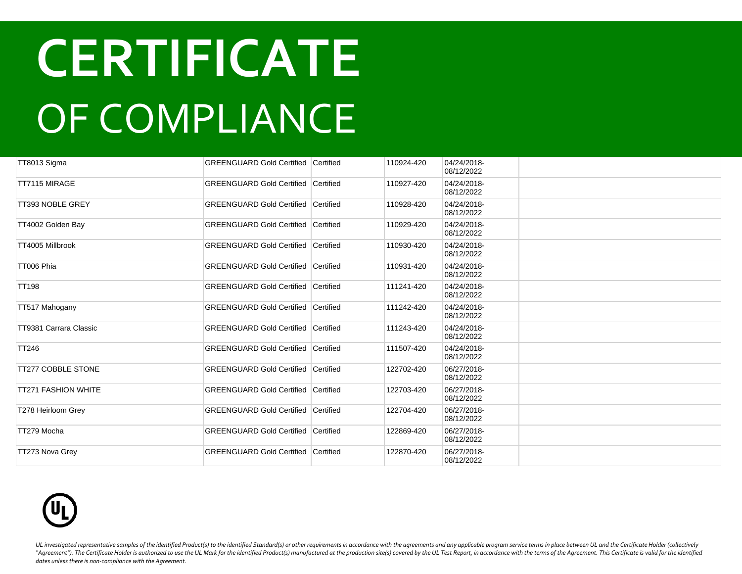# CERTIFICATE

# OF COMPLIANCE

| | | | | | |
|---|---|---|---|---|---|
| TT8013 Sigma | GREENGUARD Gold Certified | Certified | 110924-420 | 04/24/2018-08/12/2022 | |
| TT7115 MIRAGE | GREENGUARD Gold Certified | Certified | 110927-420 | 04/24/2018-08/12/2022 | |
| TT393 NOBLE GREY | GREENGUARD Gold Certified | Certified | 110928-420 | 04/24/2018-08/12/2022 | |
| TT4002 Golden Bay | GREENGUARD Gold Certified | Certified | 110929-420 | 04/24/2018-08/12/2022 | |
| TT4005 Millbrook | GREENGUARD Gold Certified | Certified | 110930-420 | 04/24/2018-08/12/2022 | |
| TT006 Phia | GREENGUARD Gold Certified | Certified | 110931-420 | 04/24/2018-08/12/2022 | |
| TT198 | GREENGUARD Gold Certified | Certified | 111241-420 | 04/24/2018-08/12/2022 | |
| TT517 Mahogany | GREENGUARD Gold Certified | Certified | 111242-420 | 04/24/2018-08/12/2022 | |
| TT9381 Carrara Classic | GREENGUARD Gold Certified | Certified | 111243-420 | 04/24/2018-08/12/2022 | |
| TT246 | GREENGUARD Gold Certified | Certified | 111507-420 | 04/24/2018-08/12/2022 | |
| TT277 COBBLE STONE | GREENGUARD Gold Certified | Certified | 122702-420 | 06/27/2018-08/12/2022 | |
| TT271 FASHION WHITE | GREENGUARD Gold Certified | Certified | 122703-420 | 06/27/2018-08/12/2022 | |
| T278 Heirloom Grey | GREENGUARD Gold Certified | Certified | 122704-420 | 06/27/2018-08/12/2022 | |
| TT279 Mocha | GREENGUARD Gold Certified | Certified | 122869-420 | 06/27/2018-08/12/2022 | |
| TT273 Nova Grey | GREENGUARD Gold Certified | Certified | 122870-420 | 06/27/2018-08/12/2022 | |

*UL investigated representative samples of the identified Product(s) to the identified Standard(s) or other requirements in accordance with the agreements and any applicable program service terms in place between UL and the Certificate Holder (collectively "Agreement"). The Certificate Holder is authorized to use the UL Mark for the identified Product(s) manufactured at the production site(s) covered by the UL Test Report, in accordance with the terms of the Agreement. This Certificate is valid for the identified dates unless there is non-compliance with the Agreement.*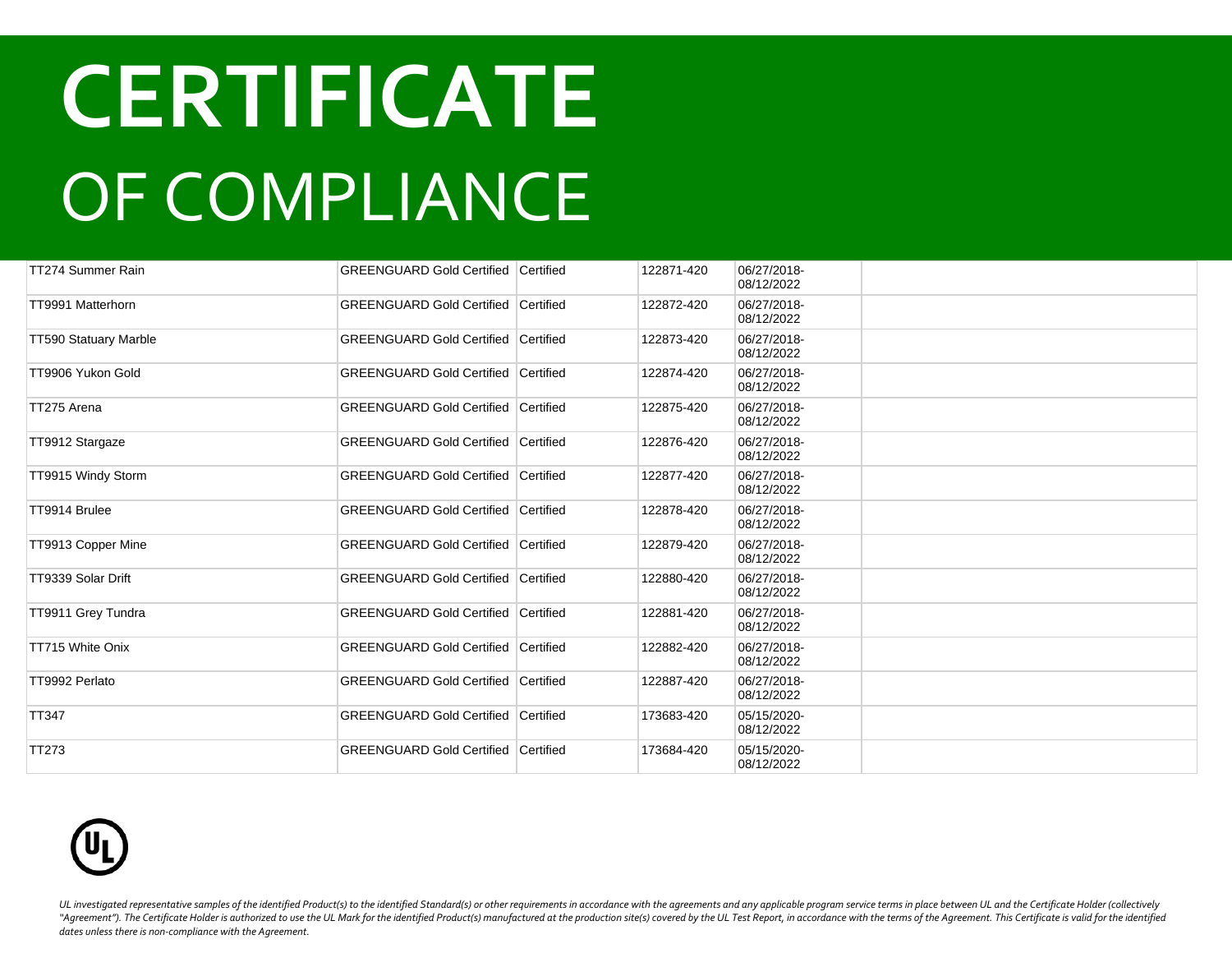# CERTIFICATE

# OF COMPLIANCE

| | | | | | |
|---|---|---|---|---|---|
| TT274 Summer Rain | GREENGUARD Gold Certified | Certified | 122871-420 | 06/27/2018-08/12/2022 | |
| TT9991 Matterhorn | GREENGUARD Gold Certified | Certified | 122872-420 | 06/27/2018-08/12/2022 | |
| TT590 Statuary Marble | GREENGUARD Gold Certified | Certified | 122873-420 | 06/27/2018-08/12/2022 | |
| TT9906 Yukon Gold | GREENGUARD Gold Certified | Certified | 122874-420 | 06/27/2018-08/12/2022 | |
| TT275 Arena | GREENGUARD Gold Certified | Certified | 122875-420 | 06/27/2018-08/12/2022 | |
| TT9912 Stargaze | GREENGUARD Gold Certified | Certified | 122876-420 | 06/27/2018-08/12/2022 | |
| TT9915 Windy Storm | GREENGUARD Gold Certified | Certified | 122877-420 | 06/27/2018-08/12/2022 | |
| TT9914 Brulee | GREENGUARD Gold Certified | Certified | 122878-420 | 06/27/2018-08/12/2022 | |
| TT9913 Copper Mine | GREENGUARD Gold Certified | Certified | 122879-420 | 06/27/2018-08/12/2022 | |
| TT9339 Solar Drift | GREENGUARD Gold Certified | Certified | 122880-420 | 06/27/2018-08/12/2022 | |
| TT9911 Grey Tundra | GREENGUARD Gold Certified | Certified | 122881-420 | 06/27/2018-08/12/2022 | |
| TT715 White Onix | GREENGUARD Gold Certified | Certified | 122882-420 | 06/27/2018-08/12/2022 | |
| TT9992 Perlato | GREENGUARD Gold Certified | Certified | 122887-420 | 06/27/2018-08/12/2022 | |
| TT347 | GREENGUARD Gold Certified | Certified | 173683-420 | 05/15/2020-08/12/2022 | |
| TT273 | GREENGUARD Gold Certified | Certified | 173684-420 | 05/15/2020-08/12/2022 | |

*UL investigated representative samples of the identified Product(s) to the identified Standard(s) or other requirements in accordance with the agreements and any applicable program service terms in place between UL and the Certificate Holder (collectively "Agreement"). The Certificate Holder is authorized to use the UL Mark for the identified Product(s) manufactured at the production site(s) covered by the UL Test Report, in accordance with the terms of the Agreement. This Certificate is valid for the identified dates unless there is non-compliance with the Agreement.*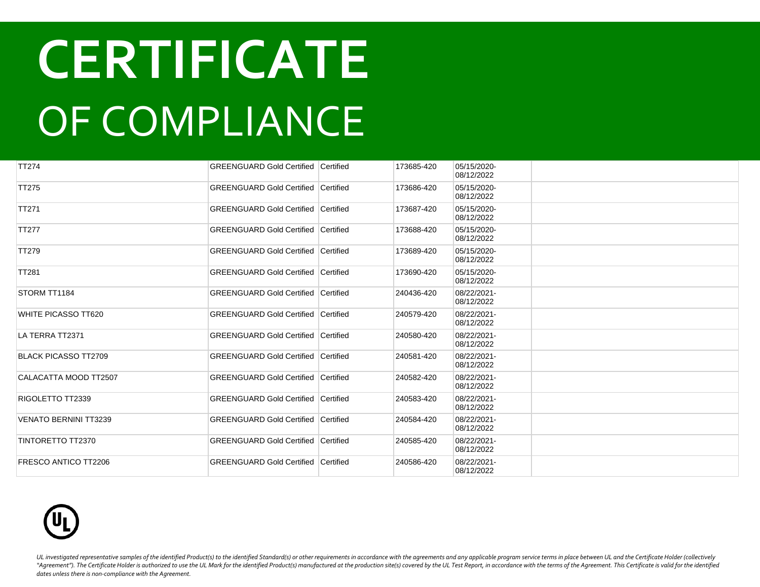# CERTIFICATE

# OF COMPLIANCE

| | | | | | |
|---|---|---|---|---|---|
| TT274 | GREENGUARD Gold Certified | Certified | 173685-420 | 05/15/2020-08/12/2022 | |
| TT275 | GREENGUARD Gold Certified | Certified | 173686-420 | 05/15/2020-08/12/2022 | |
| TT271 | GREENGUARD Gold Certified | Certified | 173687-420 | 05/15/2020-08/12/2022 | |
| TT277 | GREENGUARD Gold Certified | Certified | 173688-420 | 05/15/2020-08/12/2022 | |
| TT279 | GREENGUARD Gold Certified | Certified | 173689-420 | 05/15/2020-08/12/2022 | |
| TT281 | GREENGUARD Gold Certified | Certified | 173690-420 | 05/15/2020-08/12/2022 | |
| STORM TT1184 | GREENGUARD Gold Certified | Certified | 240436-420 | 08/22/2021-08/12/2022 | |
| WHITE PICASSO TT620 | GREENGUARD Gold Certified | Certified | 240579-420 | 08/22/2021-08/12/2022 | |
| LA TERRA TT2371 | GREENGUARD Gold Certified | Certified | 240580-420 | 08/22/2021-08/12/2022 | |
| BLACK PICASSO TT2709 | GREENGUARD Gold Certified | Certified | 240581-420 | 08/22/2021-08/12/2022 | |
| CALACATTA MOOD TT2507 | GREENGUARD Gold Certified | Certified | 240582-420 | 08/22/2021-08/12/2022 | |
| RIGOLETTO TT2339 | GREENGUARD Gold Certified | Certified | 240583-420 | 08/22/2021-08/12/2022 | |
| VENATO BERNINI TT3239 | GREENGUARD Gold Certified | Certified | 240584-420 | 08/22/2021-08/12/2022 | |
| TINTORETTO TT2370 | GREENGUARD Gold Certified | Certified | 240585-420 | 08/22/2021-08/12/2022 | |
| FRESCO ANTICO TT2206 | GREENGUARD Gold Certified | Certified | 240586-420 | 08/22/2021-08/12/2022 | |

*UL investigated representative samples of the identified Product(s) to the identified Standard(s) or other requirements in accordance with the agreements and any applicable program service terms in place between UL and the Certificate Holder (collectively "Agreement"). The Certificate Holder is authorized to use the UL Mark for the identified Product(s) manufactured at the production site(s) covered by the UL Test Report, in accordance with the terms of the Agreement. This Certificate is valid for the identified dates unless there is non-compliance with the Agreement.*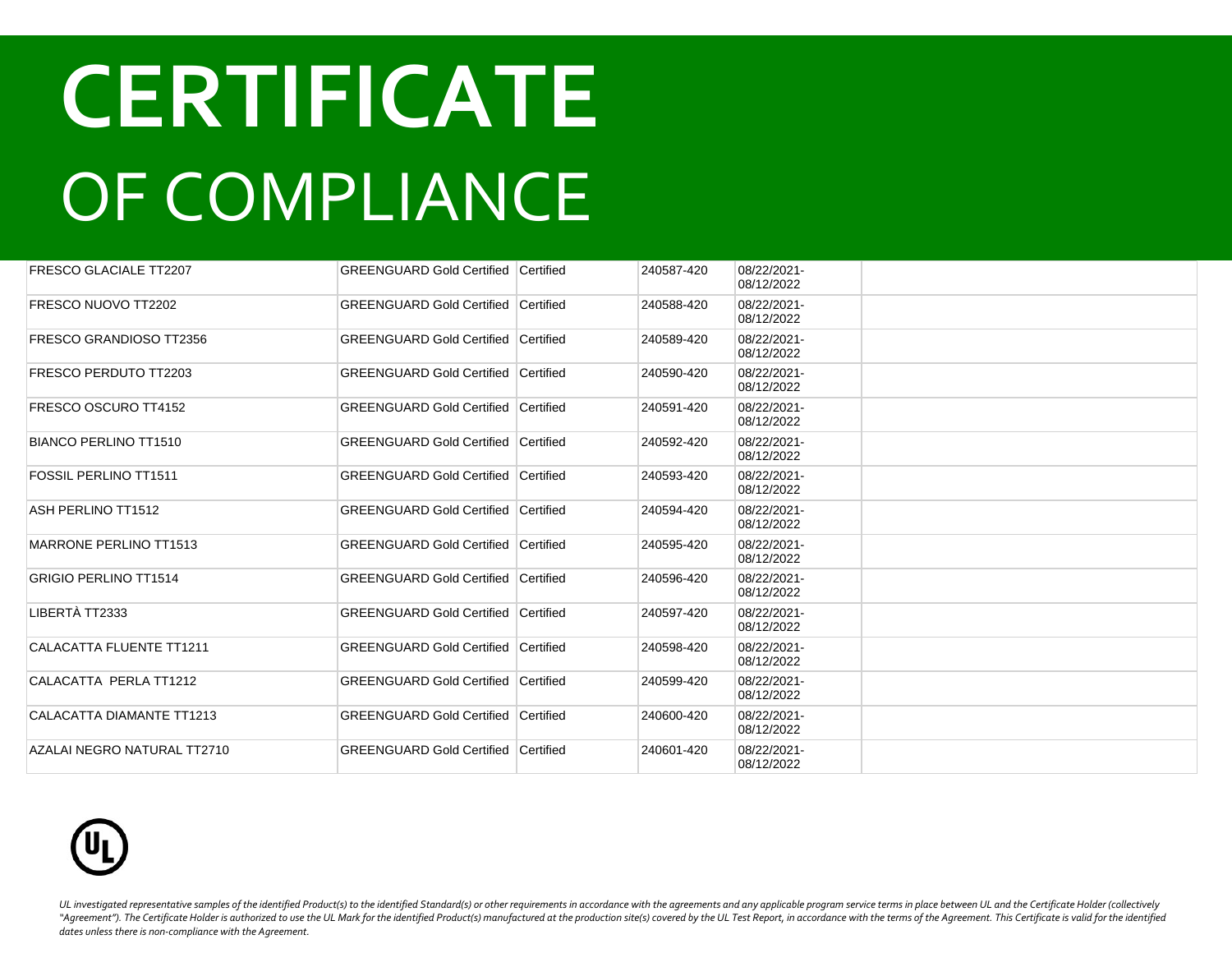# CERTIFICATE

# OF COMPLIANCE

| | | | | | |
|---|---|---|---|---|---|
| FRESCO GLACIALE TT2207 | GREENGUARD Gold Certified | Certified | 240587-420 | 08/22/2021-08/12/2022 | |
| FRESCO NUOVO TT2202 | GREENGUARD Gold Certified | Certified | 240588-420 | 08/22/2021-08/12/2022 | |
| FRESCO GRANDIOSO TT2356 | GREENGUARD Gold Certified | Certified | 240589-420 | 08/22/2021-08/12/2022 | |
| FRESCO PERDUTO TT2203 | GREENGUARD Gold Certified | Certified | 240590-420 | 08/22/2021-08/12/2022 | |
| FRESCO OSCURO TT4152 | GREENGUARD Gold Certified | Certified | 240591-420 | 08/22/2021-08/12/2022 | |
| BIANCO PERLINO TT1510 | GREENGUARD Gold Certified | Certified | 240592-420 | 08/22/2021-08/12/2022 | |
| FOSSIL PERLINO TT1511 | GREENGUARD Gold Certified | Certified | 240593-420 | 08/22/2021-08/12/2022 | |
| ASH PERLINO TT1512 | GREENGUARD Gold Certified | Certified | 240594-420 | 08/22/2021-08/12/2022 | |
| MARRONE PERLINO TT1513 | GREENGUARD Gold Certified | Certified | 240595-420 | 08/22/2021-08/12/2022 | |
| GRIGIO PERLINO TT1514 | GREENGUARD Gold Certified | Certified | 240596-420 | 08/22/2021-08/12/2022 | |
| LIBERTÀ TT2333 | GREENGUARD Gold Certified | Certified | 240597-420 | 08/22/2021-08/12/2022 | |
| CALACATTA FLUENTE TT1211 | GREENGUARD Gold Certified | Certified | 240598-420 | 08/22/2021-08/12/2022 | |
| CALACATTA PERLA TT1212 | GREENGUARD Gold Certified | Certified | 240599-420 | 08/22/2021-08/12/2022 | |
| CALACATTA DIAMANTE TT1213 | GREENGUARD Gold Certified | Certified | 240600-420 | 08/22/2021-08/12/2022 | |
| AZALAI NEGRO NATURAL TT2710 | GREENGUARD Gold Certified | Certified | 240601-420 | 08/22/2021-08/12/2022 | |

*UL investigated representative samples of the identified Product(s) to the identified Standard(s) or other requirements in accordance with the agreements and any applicable program service terms in place between UL and the Certificate Holder (collectively "Agreement"). The Certificate Holder is authorized to use the UL Mark for the identified Product(s) manufactured at the production site(s) covered by the UL Test Report, in accordance with the terms of the Agreement. This Certificate is valid for the identified dates unless there is non-compliance with the Agreement.*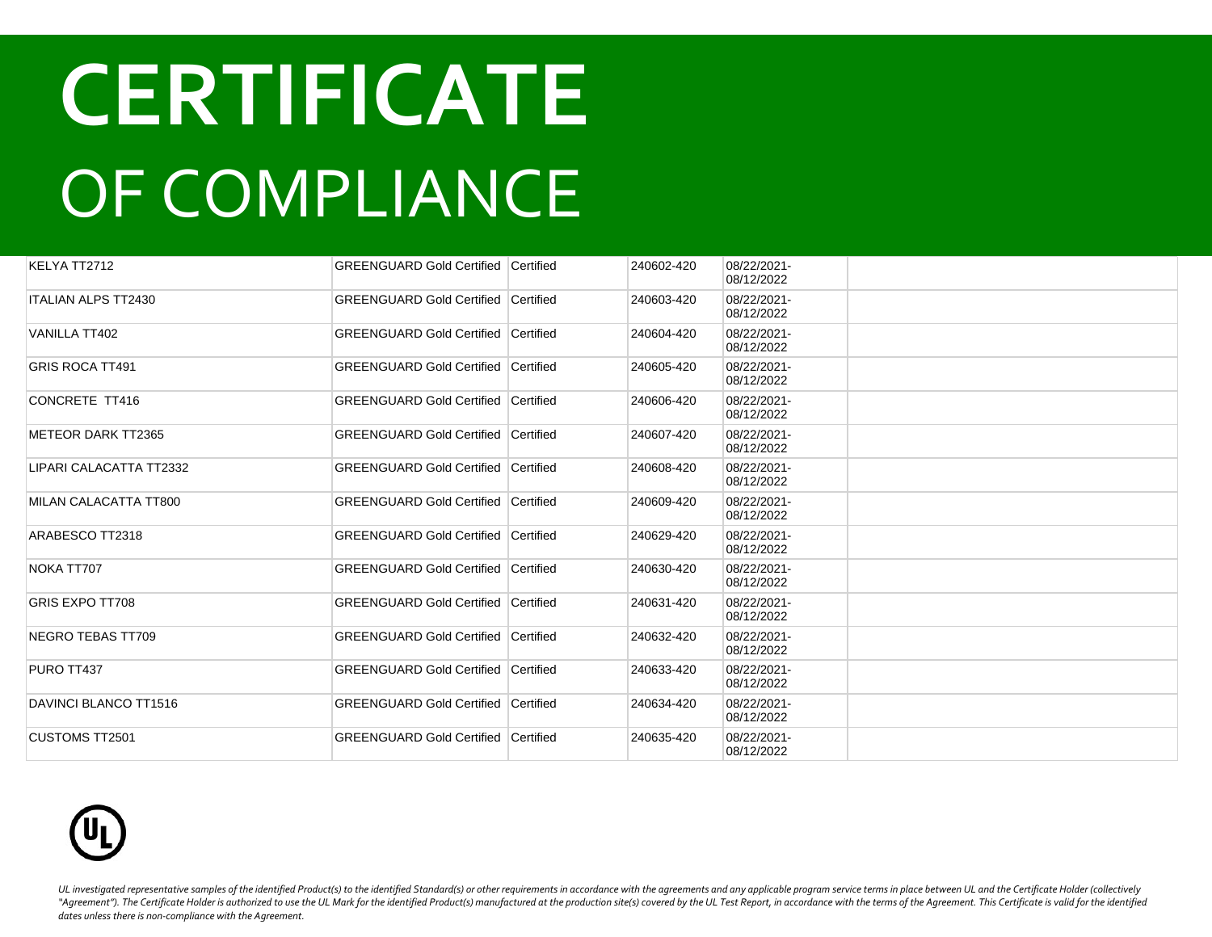# CERTIFICATE

# OF COMPLIANCE

| | | | | | |
|---|---|---|---|---|---|
| KELYA TT2712 | GREENGUARD Gold Certified | Certified | 240602-420 | 08/22/2021-08/12/2022 | |
| ITALIAN ALPS TT2430 | GREENGUARD Gold Certified | Certified | 240603-420 | 08/22/2021-08/12/2022 | |
| VANILLA TT402 | GREENGUARD Gold Certified | Certified | 240604-420 | 08/22/2021-08/12/2022 | |
| GRIS ROCA TT491 | GREENGUARD Gold Certified | Certified | 240605-420 | 08/22/2021-08/12/2022 | |
| CONCRETE TT416 | GREENGUARD Gold Certified | Certified | 240606-420 | 08/22/2021-08/12/2022 | |
| METEOR DARK TT2365 | GREENGUARD Gold Certified | Certified | 240607-420 | 08/22/2021-08/12/2022 | |
| LIPARI CALACATTA TT2332 | GREENGUARD Gold Certified | Certified | 240608-420 | 08/22/2021-08/12/2022 | |
| MILAN CALACATTA TT800 | GREENGUARD Gold Certified | Certified | 240609-420 | 08/22/2021-08/12/2022 | |
| ARABESCO TT2318 | GREENGUARD Gold Certified | Certified | 240629-420 | 08/22/2021-08/12/2022 | |
| NOKA TT707 | GREENGUARD Gold Certified | Certified | 240630-420 | 08/22/2021-08/12/2022 | |
| GRIS EXPO TT708 | GREENGUARD Gold Certified | Certified | 240631-420 | 08/22/2021-08/12/2022 | |
| NEGRO TEBAS TT709 | GREENGUARD Gold Certified | Certified | 240632-420 | 08/22/2021-08/12/2022 | |
| PURO TT437 | GREENGUARD Gold Certified | Certified | 240633-420 | 08/22/2021-08/12/2022 | |
| DAVINCI BLANCO TT1516 | GREENGUARD Gold Certified | Certified | 240634-420 | 08/22/2021-08/12/2022 | |
| CUSTOMS TT2501 | GREENGUARD Gold Certified | Certified | 240635-420 | 08/22/2021-08/12/2022 | |

*UL investigated representative samples of the identified Product(s) to the identified Standard(s) or other requirements in accordance with the agreements and any applicable program service terms in place between UL and the Certificate Holder (collectively "Agreement"). The Certificate Holder is authorized to use the UL Mark for the identified Product(s) manufactured at the production site(s) covered by the UL Test Report, in accordance with the terms of the Agreement. This Certificate is valid for the identified dates unless there is non-compliance with the Agreement.*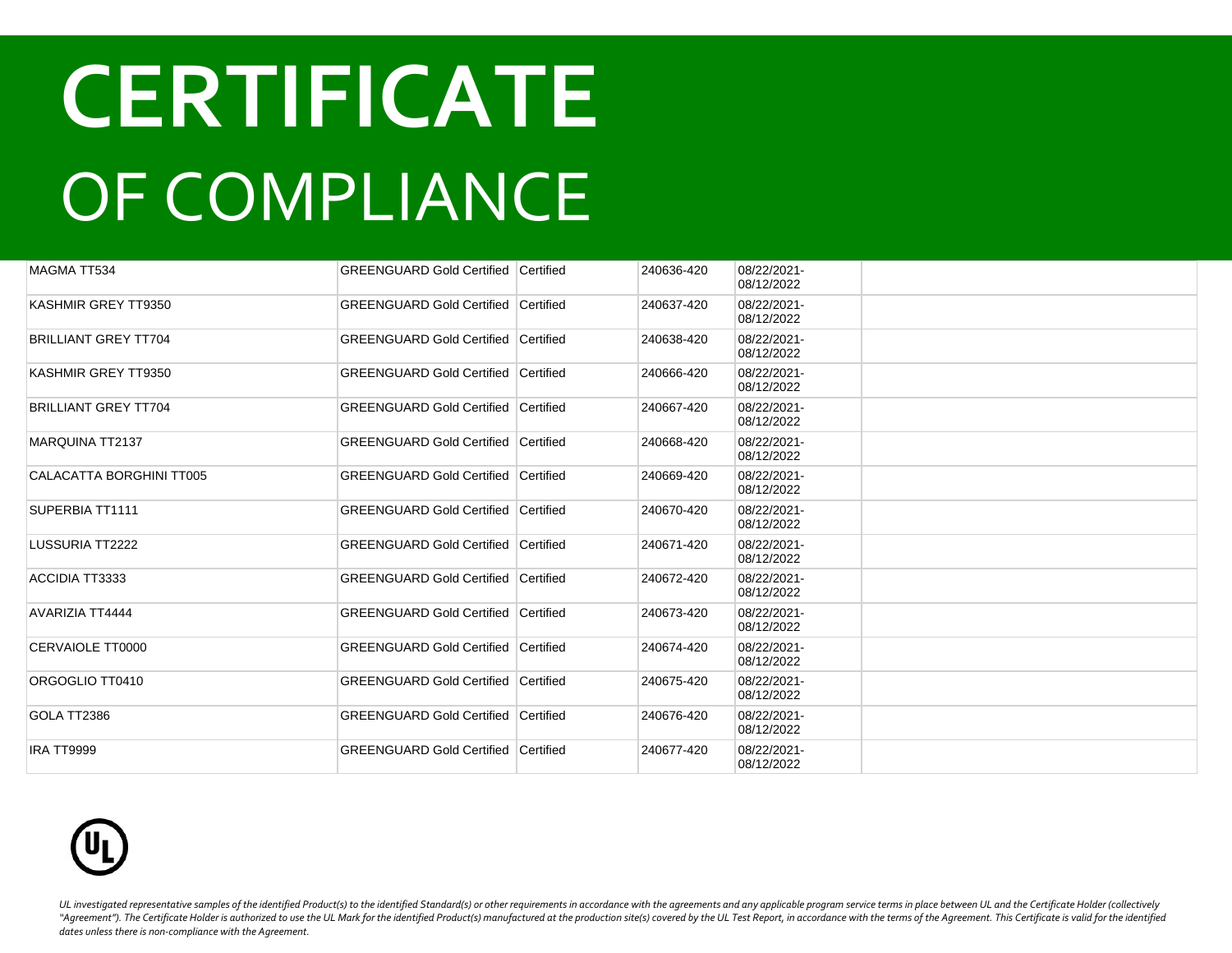# CERTIFICATE
# OF COMPLIANCE

| | | | | | |
|---|---|---|---|---|---|
| MAGMA TT534 | GREENGUARD Gold Certified | Certified | 240636-420 | 08/22/2021-08/12/2022 | |
| KASHMIR GREY TT9350 | GREENGUARD Gold Certified | Certified | 240637-420 | 08/22/2021-08/12/2022 | |
| BRILLIANT GREY TT704 | GREENGUARD Gold Certified | Certified | 240638-420 | 08/22/2021-08/12/2022 | |
| KASHMIR GREY TT9350 | GREENGUARD Gold Certified | Certified | 240666-420 | 08/22/2021-08/12/2022 | |
| BRILLIANT GREY TT704 | GREENGUARD Gold Certified | Certified | 240667-420 | 08/22/2021-08/12/2022 | |
| MARQUINA TT2137 | GREENGUARD Gold Certified | Certified | 240668-420 | 08/22/2021-08/12/2022 | |
| CALACATTA BORGHINI TT005 | GREENGUARD Gold Certified | Certified | 240669-420 | 08/22/2021-08/12/2022 | |
| SUPERBIA TT1111 | GREENGUARD Gold Certified | Certified | 240670-420 | 08/22/2021-08/12/2022 | |
| LUSSURIA TT2222 | GREENGUARD Gold Certified | Certified | 240671-420 | 08/22/2021-08/12/2022 | |
| ACCIDIA TT3333 | GREENGUARD Gold Certified | Certified | 240672-420 | 08/22/2021-08/12/2022 | |
| AVARIZIA TT4444 | GREENGUARD Gold Certified | Certified | 240673-420 | 08/22/2021-08/12/2022 | |
| CERVAIOLE TT0000 | GREENGUARD Gold Certified | Certified | 240674-420 | 08/22/2021-08/12/2022 | |
| ORGOGLIO TT0410 | GREENGUARD Gold Certified | Certified | 240675-420 | 08/22/2021-08/12/2022 | |
| GOLA TT2386 | GREENGUARD Gold Certified | Certified | 240676-420 | 08/22/2021-08/12/2022 | |
| IRA TT9999 | GREENGUARD Gold Certified | Certified | 240677-420 | 08/22/2021-08/12/2022 | |

*UL investigated representative samples of the identified Product(s) to the identified Standard(s) or other requirements in accordance with the agreements and any applicable program service terms in place between UL and the Certificate Holder (collectively "Agreement"). The Certificate Holder is authorized to use the UL Mark for the identified Product(s) manufactured at the production site(s) covered by the UL Test Report, in accordance with the terms of the Agreement. This Certificate is valid for the identified dates unless there is non-compliance with the Agreement.*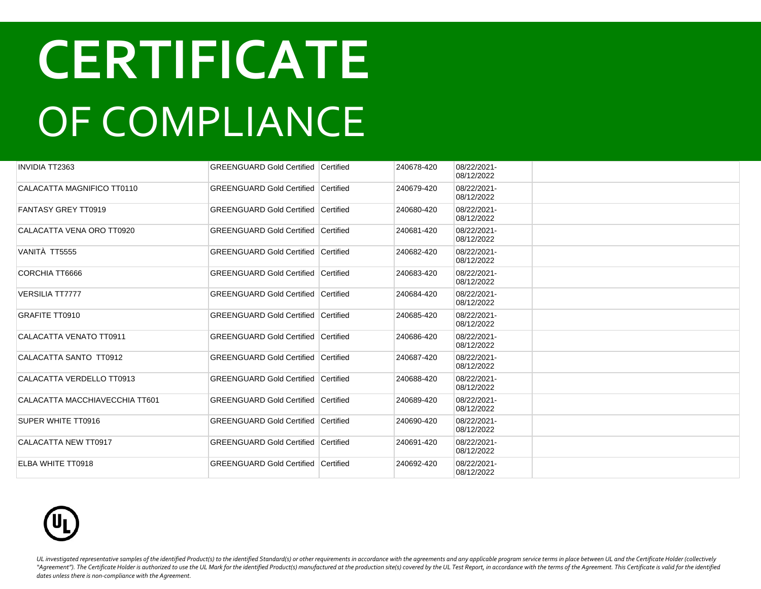# CERTIFICATE

## OF COMPLIANCE

| | | | | | |
|---|---|---|---|---|---|
| INVIDIA TT2363 | GREENGUARD Gold Certified | Certified | 240678-420 | 08/22/2021-08/12/2022 | |
| CALACATTA MAGNIFICO TT0110 | GREENGUARD Gold Certified | Certified | 240679-420 | 08/22/2021-08/12/2022 | |
| FANTASY GREY TT0919 | GREENGUARD Gold Certified | Certified | 240680-420 | 08/22/2021-08/12/2022 | |
| CALACATTA VENA ORO TT0920 | GREENGUARD Gold Certified | Certified | 240681-420 | 08/22/2021-08/12/2022 | |
| VANITÀ TT5555 | GREENGUARD Gold Certified | Certified | 240682-420 | 08/22/2021-08/12/2022 | |
| CORCHIA TT6666 | GREENGUARD Gold Certified | Certified | 240683-420 | 08/22/2021-08/12/2022 | |
| VERSILIA TT7777 | GREENGUARD Gold Certified | Certified | 240684-420 | 08/22/2021-08/12/2022 | |
| GRAFITE TT0910 | GREENGUARD Gold Certified | Certified | 240685-420 | 08/22/2021-08/12/2022 | |
| CALACATTA VENATO TT0911 | GREENGUARD Gold Certified | Certified | 240686-420 | 08/22/2021-08/12/2022 | |
| CALACATTA SANTO TT0912 | GREENGUARD Gold Certified | Certified | 240687-420 | 08/22/2021-08/12/2022 | |
| CALACATTA VERDELLO TT0913 | GREENGUARD Gold Certified | Certified | 240688-420 | 08/22/2021-08/12/2022 | |
| CALACATTA MACCHIAVECCHIA TT601 | GREENGUARD Gold Certified | Certified | 240689-420 | 08/22/2021-08/12/2022 | |
| SUPER WHITE TT0916 | GREENGUARD Gold Certified | Certified | 240690-420 | 08/22/2021-08/12/2022 | |
| CALACATTA NEW TT0917 | GREENGUARD Gold Certified | Certified | 240691-420 | 08/22/2021-08/12/2022 | |
| ELBA WHITE TT0918 | GREENGUARD Gold Certified | Certified | 240692-420 | 08/22/2021-08/12/2022 | |

*UL investigated representative samples of the identified Product(s) to the identified Standard(s) or other requirements in accordance with the agreements and any applicable program service terms in place between UL and the Certificate Holder (collectively "Agreement"). The Certificate Holder is authorized to use the UL Mark for the identified Product(s) manufactured at the production site(s) covered by the UL Test Report, in accordance with the terms of the Agreement. This Certificate is valid for the identified dates unless there is non-compliance with the Agreement.*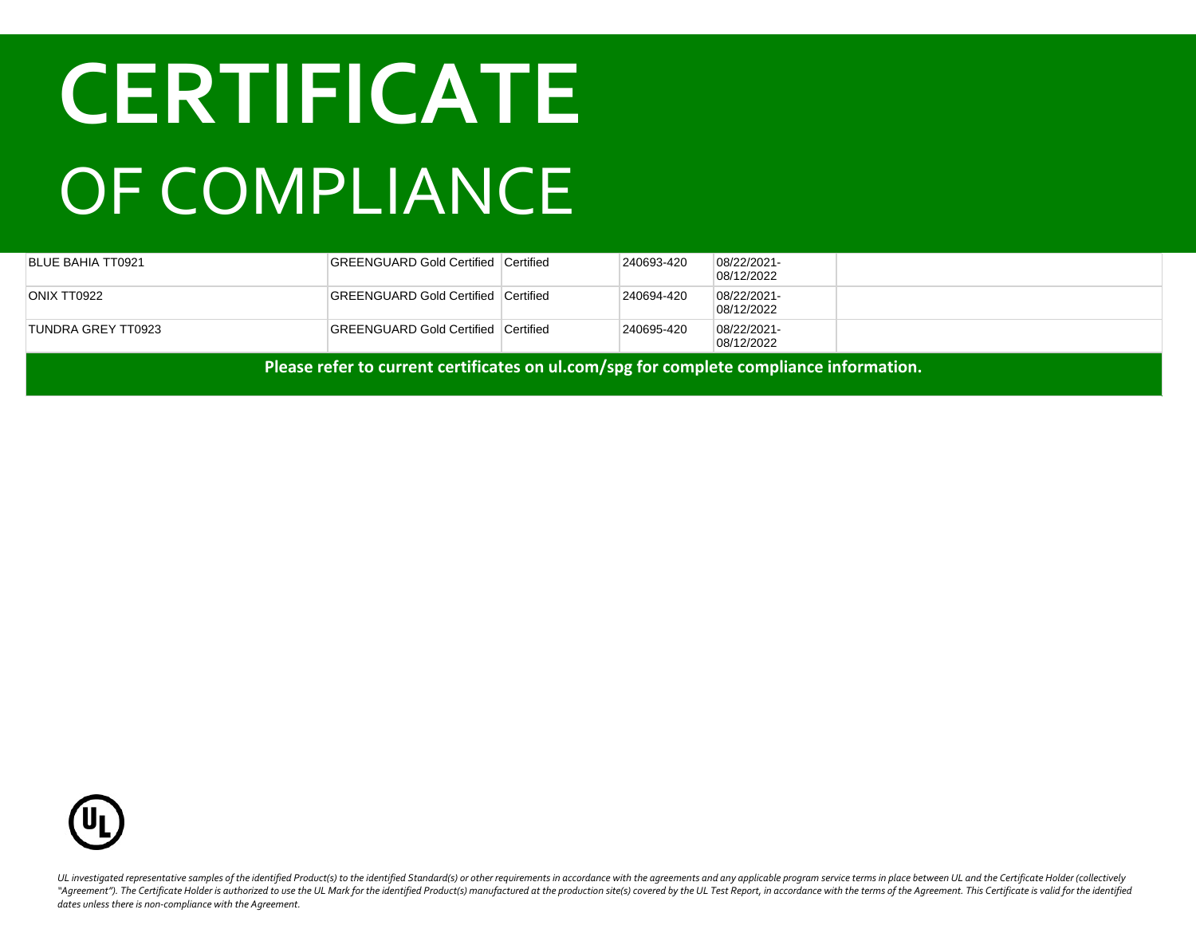# CERTIFICATE

## OF COMPLIANCE

| | | | | | |
|---|---|---|---|---|---|
| BLUE BAHIA TT0921 | GREENGUARD Gold Certified | Certified | 240693-420 | 08/22/2021-08/12/2022 | |
| ONIX TT0922 | GREENGUARD Gold Certified | Certified | 240694-420 | 08/22/2021-08/12/2022 | |
| TUNDRA GREY TT0923 | GREENGUARD Gold Certified | Certified | 240695-420 | 08/22/2021-08/12/2022 | |

**Please refer to current certificates on ul.com/spg for complete compliance information.**

*UL investigated representative samples of the identified Product(s) to the identified Standard(s) or other requirements in accordance with the agreements and any applicable program service terms in place between UL and the Certificate Holder (collectively "Agreement"). The Certificate Holder is authorized to use the UL Mark for the identified Product(s) manufactured at the production site(s) covered by the UL Test Report, in accordance with the terms of the Agreement. This Certificate is valid for the identified dates unless there is non-compliance with the Agreement.*